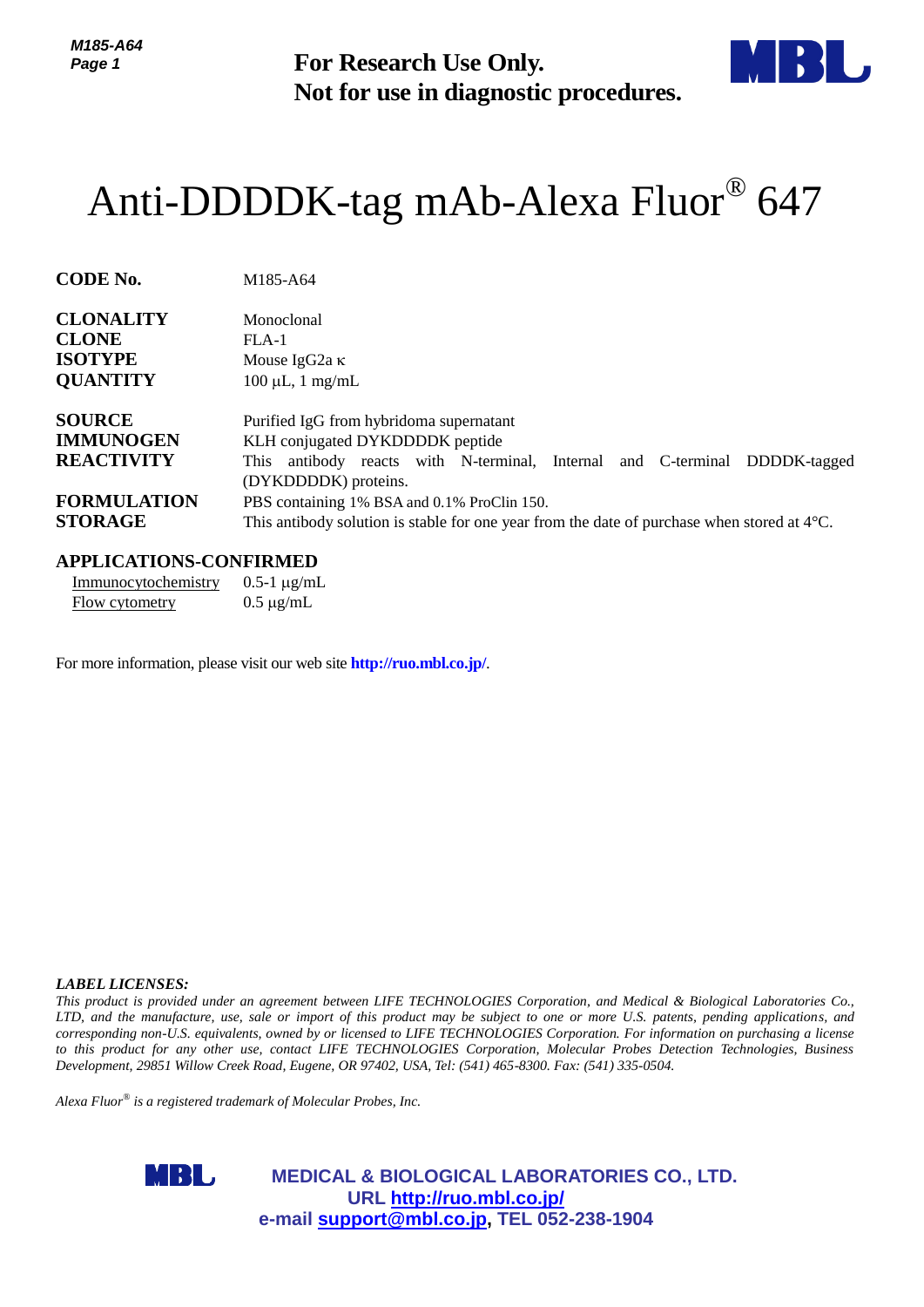**For Research Use Only.**
**Not for use in diagnostic procedures.**

# Anti-DDDDK-tag mAb-Alexa Fluor® 647

| | |
|---|---|
| **CODE No.** | M185-A64 |
| **CLONALITY** | Monoclonal |
| **CLONE** | FLA-1 |
| **ISOTYPE** | Mouse IgG2a κ |
| **QUANTITY** | 100 μL, 1 mg/mL |
| **SOURCE** | Purified IgG from hybridoma supernatant |
| **IMMUNOGEN** | KLH conjugated DYKDDDDK peptide |
| **REACTIVITY** | This antibody reacts with N-terminal, Internal and C-terminal DDDDK-tagged (DYKDDDDK) proteins. |
| **FORMULATION** | PBS containing 1% BSA and 0.1% ProClin 150. |
| **STORAGE** | This antibody solution is stable for one year from the date of purchase when stored at 4°C. |

## APPLICATIONS-CONFIRMED

| | |
|---|---|
| Immunocytochemistry | 0.5-1 μg/mL |
| Flow cytometry | 0.5 μg/mL |

For more information, please visit our web site **http://ruo.mbl.co.jp/**.

***LABEL LICENSES:***

*This product is provided under an agreement between LIFE TECHNOLOGIES Corporation, and Medical & Biological Laboratories Co., LTD, and the manufacture, use, sale or import of this product may be subject to one or more U.S. patents, pending applications, and corresponding non-U.S. equivalents, owned by or licensed to LIFE TECHNOLOGIES Corporation. For information on purchasing a license to this product for any other use, contact LIFE TECHNOLOGIES Corporation, Molecular Probes Detection Technologies, Business Development, 29851 Willow Creek Road, Eugene, OR 97402, USA, Tel: (541) 465-8300. Fax: (541) 335-0504.*

*Alexa Fluor® is a registered trademark of Molecular Probes, Inc.*

**MEDICAL & BIOLOGICAL LABORATORIES CO., LTD.**
**URL http://ruo.mbl.co.jp/**
**e-mail support@mbl.co.jp, TEL 052-238-1904**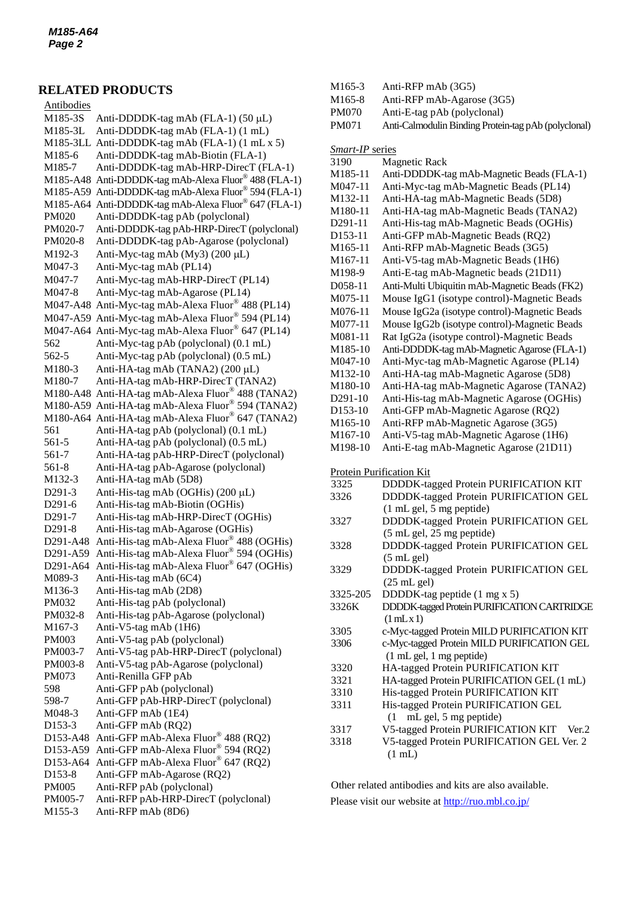## RELATED PRODUCTS

Antibodies

| | |
|---|---|
| M185-3S | Anti-DDDDK-tag mAb (FLA-1) (50 μL) |
| M185-3L | Anti-DDDDK-tag mAb (FLA-1) (1 mL) |
| M185-3LL | Anti-DDDDK-tag mAb (FLA-1) (1 mL x 5) |
| M185-6 | Anti-DDDDK-tag mAb-Biotin (FLA-1) |
| M185-7 | Anti-DDDDK-tag mAb-HRP-DirecT (FLA-1) |
| M185-A48 | Anti-DDDDK-tag mAb-Alexa Fluor® 488 (FLA-1) |
| M185-A59 | Anti-DDDDK-tag mAb-Alexa Fluor® 594 (FLA-1) |
| M185-A64 | Anti-DDDDK-tag mAb-Alexa Fluor® 647 (FLA-1) |
| PM020 | Anti-DDDDK-tag pAb (polyclonal) |
| PM020-7 | Anti-DDDDK-tag pAb-HRP-DirecT (polyclonal) |
| PM020-8 | Anti-DDDDK-tag pAb-Agarose (polyclonal) |
| M192-3 | Anti-Myc-tag mAb (My3) (200 μL) |
| M047-3 | Anti-Myc-tag mAb (PL14) |
| M047-7 | Anti-Myc-tag mAb-HRP-DirecT (PL14) |
| M047-8 | Anti-Myc-tag mAb-Agarose (PL14) |
| M047-A48 | Anti-Myc-tag mAb-Alexa Fluor® 488 (PL14) |
| M047-A59 | Anti-Myc-tag mAb-Alexa Fluor® 594 (PL14) |
| M047-A64 | Anti-Myc-tag mAb-Alexa Fluor® 647 (PL14) |
| 562 | Anti-Myc-tag pAb (polyclonal) (0.1 mL) |
| 562-5 | Anti-Myc-tag pAb (polyclonal) (0.5 mL) |
| M180-3 | Anti-HA-tag mAb (TANA2) (200 μL) |
| M180-7 | Anti-HA-tag mAb-HRP-DirecT (TANA2) |
| M180-A48 | Anti-HA-tag mAb-Alexa Fluor® 488 (TANA2) |
| M180-A59 | Anti-HA-tag mAb-Alexa Fluor® 594 (TANA2) |
| M180-A64 | Anti-HA-tag mAb-Alexa Fluor® 647 (TANA2) |
| 561 | Anti-HA-tag pAb (polyclonal) (0.1 mL) |
| 561-5 | Anti-HA-tag pAb (polyclonal) (0.5 mL) |
| 561-7 | Anti-HA-tag pAb-HRP-DirecT (polyclonal) |
| 561-8 | Anti-HA-tag pAb-Agarose (polyclonal) |
| M132-3 | Anti-HA-tag mAb (5D8) |
| D291-3 | Anti-His-tag mAb (OGHis) (200 μL) |
| D291-6 | Anti-His-tag mAb-Biotin (OGHis) |
| D291-7 | Anti-His-tag mAb-HRP-DirecT (OGHis) |
| D291-8 | Anti-His-tag mAb-Agarose (OGHis) |
| D291-A48 | Anti-His-tag mAb-Alexa Fluor® 488 (OGHis) |
| D291-A59 | Anti-His-tag mAb-Alexa Fluor® 594 (OGHis) |
| D291-A64 | Anti-His-tag mAb-Alexa Fluor® 647 (OGHis) |
| M089-3 | Anti-His-tag mAb (6C4) |
| M136-3 | Anti-His-tag mAb (2D8) |
| PM032 | Anti-His-tag pAb (polyclonal) |
| PM032-8 | Anti-His-tag pAb-Agarose (polyclonal) |
| M167-3 | Anti-V5-tag mAb (1H6) |
| PM003 | Anti-V5-tag pAb (polyclonal) |
| PM003-7 | Anti-V5-tag pAb-HRP-DirecT (polyclonal) |
| PM003-8 | Anti-V5-tag pAb-Agarose (polyclonal) |
| PM073 | Anti-Renilla GFP pAb |
| 598 | Anti-GFP pAb (polyclonal) |
| 598-7 | Anti-GFP pAb-HRP-DirecT (polyclonal) |
| M048-3 | Anti-GFP mAb (1E4) |
| D153-3 | Anti-GFP mAb (RQ2) |
| D153-A48 | Anti-GFP mAb-Alexa Fluor® 488 (RQ2) |
| D153-A59 | Anti-GFP mAb-Alexa Fluor® 594 (RQ2) |
| D153-A64 | Anti-GFP mAb-Alexa Fluor® 647 (RQ2) |
| D153-8 | Anti-GFP mAb-Agarose (RQ2) |
| PM005 | Anti-RFP pAb (polyclonal) |
| PM005-7 | Anti-RFP pAb-HRP-DirecT (polyclonal) |
| M155-3 | Anti-RFP mAb (8D6) |
| M165-3 | Anti-RFP mAb (3G5) |
| M165-8 | Anti-RFP mAb-Agarose (3G5) |
| PM070 | Anti-E-tag pAb (polyclonal) |
| PM071 | Anti-Calmodulin Binding Protein-tag pAb (polyclonal) |

*Smart-IP* series

| | |
|---|---|
| 3190 | Magnetic Rack |
| M185-11 | Anti-DDDDK-tag mAb-Magnetic Beads (FLA-1) |
| M047-11 | Anti-Myc-tag mAb-Magnetic Beads (PL14) |
| M132-11 | Anti-HA-tag mAb-Magnetic Beads (5D8) |
| M180-11 | Anti-HA-tag mAb-Magnetic Beads (TANA2) |
| D291-11 | Anti-His-tag mAb-Magnetic Beads (OGHis) |
| D153-11 | Anti-GFP mAb-Magnetic Beads (RQ2) |
| M165-11 | Anti-RFP mAb-Magnetic Beads (3G5) |
| M167-11 | Anti-V5-tag mAb-Magnetic Beads (1H6) |
| M198-11 | Anti-E-tag mAb-Magnetic Beads (21D11) |
| D058-11 | Anti-Multi Ubiquitin mAb-Magnetic Beads (FK2) |
| M075-11 | Mouse IgG1 (isotype control)-Magnetic Beads |
| M076-11 | Mouse IgG2a (isotype control)-Magnetic Beads |
| M077-11 | Mouse IgG2b (isotype control)-Magnetic Beads |
| M081-11 | Rat IgG2a (isotype control)-Magnetic Beads |
| M185-10 | Anti-DDDDK-tag mAb-Magnetic Agarose (FLA-1) |
| M047-10 | Anti-Myc-tag mAb-Magnetic Agarose (PL14) |
| M132-10 | Anti-HA-tag mAb-Magnetic Agarose (5D8) |
| M180-10 | Anti-HA-tag mAb-Magnetic Agarose (TANA2) |
| D291-10 | Anti-His-tag mAb-Magnetic Agarose (OGHis) |
| D153-10 | Anti-GFP mAb-Magnetic Agarose (RQ2) |
| M165-10 | Anti-RFP mAb-Magnetic Agarose (3G5) |
| M167-10 | Anti-V5-tag mAb-Magnetic Agarose (1H6) |
| M198-10 | Anti-E-tag mAb-Magnetic Agarose (21D11) |

Protein Purification Kit

| | |
|---|---|
| 3325 | DDDDK-tagged Protein PURIFICATION KIT |
| 3326 | DDDDK-tagged Protein PURIFICATION GEL (1 mL gel, 5 mg peptide) |
| 3327 | DDDDK-tagged Protein PURIFICATION GEL (5 mL gel, 25 mg peptide) |
| 3328 | DDDDK-tagged Protein PURIFICATION GEL (5 mL gel) |
| 3329 | DDDDK-tagged Protein PURIFICATION GEL (25 mL gel) |
| 3325-205 | DDDDK-tag peptide (1 mg x 5) |
| 3326K | DDDDK-tagged Protein PURIFICATION CARTRIDGE (1 mL x 1) |
| 3305 | c-Myc-tagged Protein MILD PURIFICATION KIT |
| 3306 | c-Myc-tagged Protein MILD PURIFICATION GEL (1 mL gel, 1 mg peptide) |
| 3320 | HA-tagged Protein PURIFICATION KIT |
| 3321 | HA-tagged Protein PURIFICATION GEL (1 mL) |
| 3310 | His-tagged Protein PURIFICATION KIT |
| 3311 | His-tagged Protein PURIFICATION GEL (1 mL gel, 5 mg peptide) |
| 3317 | V5-tagged Protein PURIFICATION KIT Ver.2 |
| 3318 | V5-tagged Protein PURIFICATION GEL Ver. 2 (1 mL) |

Other related antibodies and kits are also available.

Please visit our website at http://ruo.mbl.co.jp/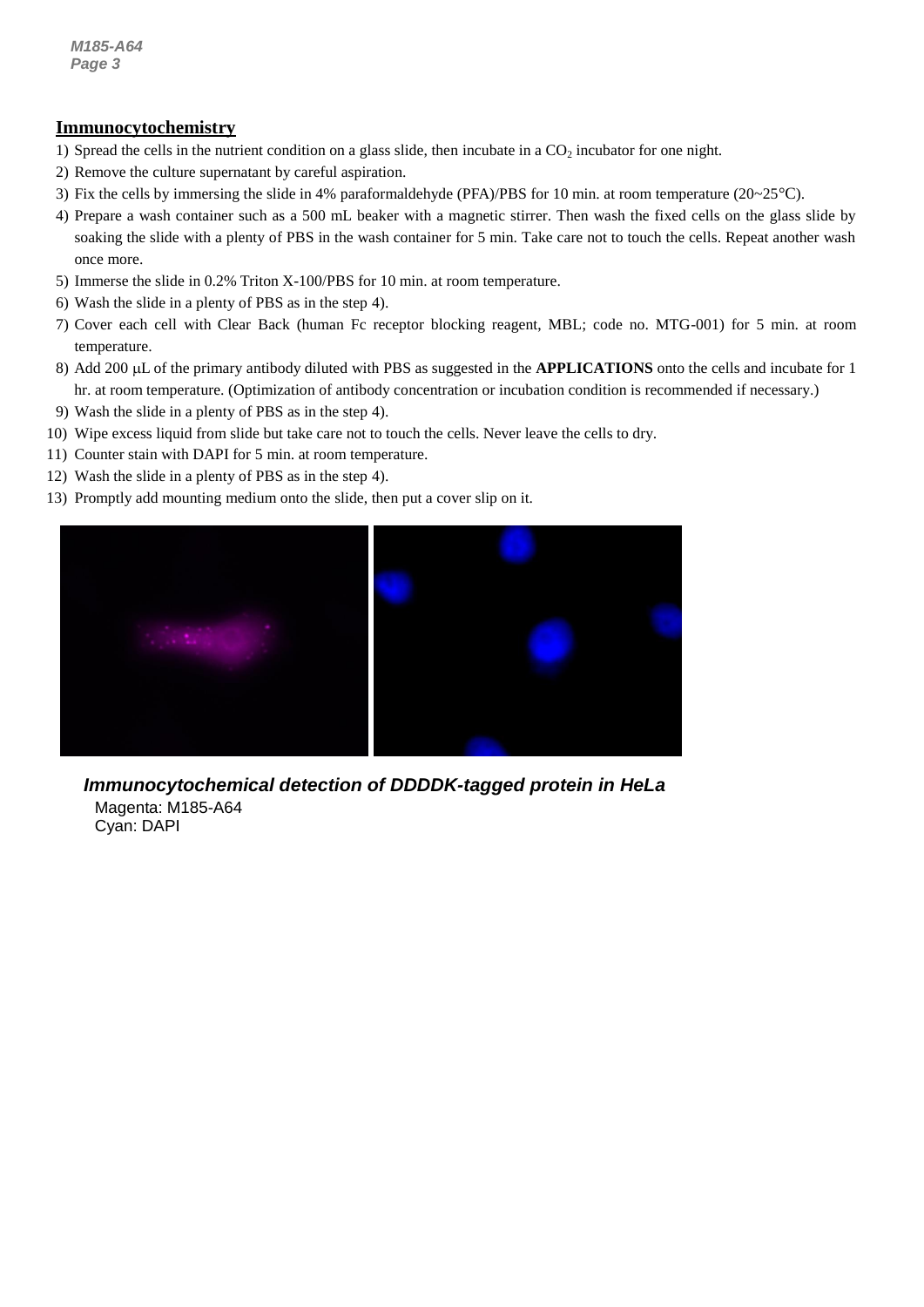## Immunocytochemistry

1) Spread the cells in the nutrient condition on a glass slide, then incubate in a $CO_2$ incubator for one night.
2) Remove the culture supernatant by careful aspiration.
3) Fix the cells by immersing the slide in 4% paraformaldehyde (PFA)/PBS for 10 min. at room temperature (20~25°C).
4) Prepare a wash container such as a 500 mL beaker with a magnetic stirrer. Then wash the fixed cells on the glass slide by soaking the slide with a plenty of PBS in the wash container for 5 min. Take care not to touch the cells. Repeat another wash once more.
5) Immerse the slide in 0.2% Triton X-100/PBS for 10 min. at room temperature.
6) Wash the slide in a plenty of PBS as in the step 4).
7) Cover each cell with Clear Back (human Fc receptor blocking reagent, MBL; code no. MTG-001) for 5 min. at room temperature.
8) Add 200 μL of the primary antibody diluted with PBS as suggested in the **APPLICATIONS** onto the cells and incubate for 1 hr. at room temperature. (Optimization of antibody concentration or incubation condition is recommended if necessary.)
9) Wash the slide in a plenty of PBS as in the step 4).
10) Wipe excess liquid from slide but take care not to touch the cells. Never leave the cells to dry.
11) Counter stain with DAPI for 5 min. at room temperature.
12) Wash the slide in a plenty of PBS as in the step 4).
13) Promptly add mounting medium onto the slide, then put a cover slip on it.

***Immunocytochemical detection of DDDDK-tagged protein in HeLa***

Magenta: M185-A64
Cyan: DAPI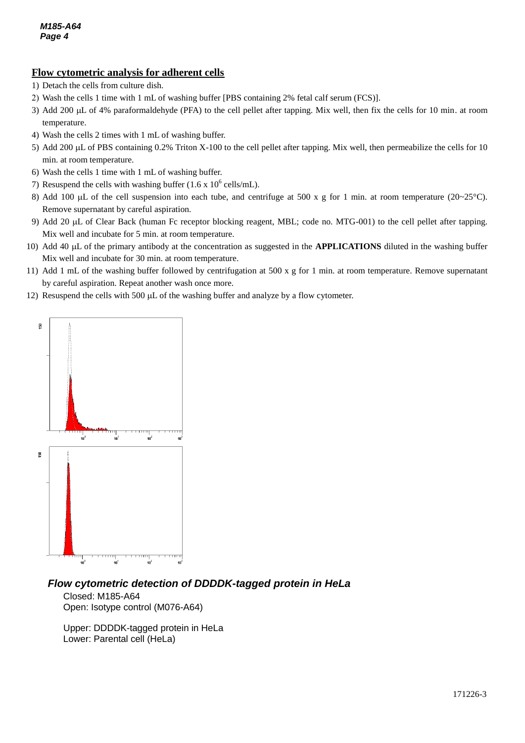## Flow cytometric analysis for adherent cells

1) Detach the cells from culture dish.
2) Wash the cells 1 time with 1 mL of washing buffer [PBS containing 2% fetal calf serum (FCS)].
3) Add 200 μL of 4% paraformaldehyde (PFA) to the cell pellet after tapping. Mix well, then fix the cells for 10 min. at room temperature.
4) Wash the cells 2 times with 1 mL of washing buffer.
5) Add 200 μL of PBS containing 0.2% Triton X-100 to the cell pellet after tapping. Mix well, then permeabilize the cells for 10 min. at room temperature.
6) Wash the cells 1 time with 1 mL of washing buffer.
7) Resuspend the cells with washing buffer (1.6 x $10^6$ cells/mL).
8) Add 100 μL of the cell suspension into each tube, and centrifuge at 500 x g for 1 min. at room temperature (20~25°C). Remove supernatant by careful aspiration.
9) Add 20 μL of Clear Back (human Fc receptor blocking reagent, MBL; code no. MTG-001) to the cell pellet after tapping. Mix well and incubate for 5 min. at room temperature.
10) Add 40 μL of the primary antibody at the concentration as suggested in the **APPLICATIONS** diluted in the washing buffer Mix well and incubate for 30 min. at room temperature.
11) Add 1 mL of the washing buffer followed by centrifugation at 500 x g for 1 min. at room temperature. Remove supernatant by careful aspiration. Repeat another wash once more.
12) Resuspend the cells with 500 μL of the washing buffer and analyze by a flow cytometer.

150

$10^0$ $10^1$ $10^2$ $10^3$

150

$10^0$ $10^1$ $10^2$ $10^3$

***Flow cytometric detection of DDDDK-tagged protein in HeLa***

Closed: M185-A64
Open: Isotype control (M076-A64)

Upper: DDDDK-tagged protein in HeLa
Lower: Parental cell (HeLa)

171226-3